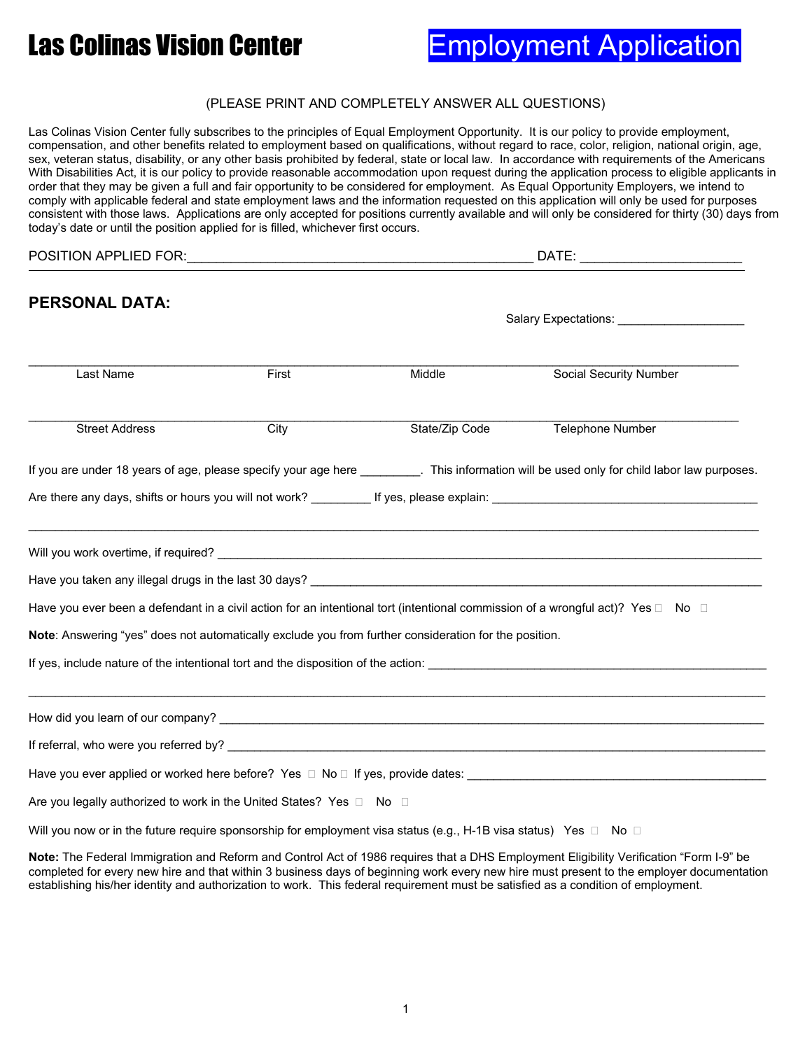# Las Colinas Vision Center

# Employment Application

(PLEASE PRINT AND COMPLETELY ANSWER ALL QUESTIONS)

Las Colinas Vision Center fully subscribes to the principles of Equal Employment Opportunity. It is our policy to provide employment, compensation, and other benefits related to employment based on qualifications, without regard to race, color, religion, national origin, age, sex, veteran status, disability, or any other basis prohibited by federal, state or local law. In accordance with requirements of the Americans With Disabilities Act, it is our policy to provide reasonable accommodation upon request during the application process to eligible applicants in order that they may be given a full and fair opportunity to be considered for employment. As Equal Opportunity Employers, we intend to comply with applicable federal and state employment laws and the information requested on this application will only be used for purposes consistent with those laws. Applications are only accepted for positions currently available and will only be considered for thirty (30) days from today's date or until the position applied for is filled, whichever first occurs.

POSITION APPLIED FOR:_______________________________________________ DATE: ______________________

## PERSONAL DATA:

Salary Expectations: ___________________

_____________________________________________________________________________________________

| Last Name | First | Middle | Social Security Number |
|---|---|---|---|

_____________________________________________________________________________________________

| Street Address | City | State/Zip Code | Telephone Number |
|---|---|---|---|

If you are under 18 years of age, please specify your age here _________. This information will be used only for child labor law purposes.

Are there any days, shifts or hours you will not work? _________ If yes, please explain: ________________________________________

_____________________________________________________________________________________________

Will you work overtime, if required? _____________________________________________________________________________

Have you taken any illegal drugs in the last 30 days? _________________________________________________________________

Have you ever been a defendant in a civil action for an intentional tort (intentional commission of a wrongful act)? Yes ☐ No ☐

**Note**: Answering "yes" does not automatically exclude you from further consideration for the position.

If yes, include nature of the intentional tort and the disposition of the action: ____________________________________________________

_____________________________________________________________________________________________

How did you learn of our company? ______________________________________________________________________________

If referral, who were you referred by? ____________________________________________________________________________

Have you ever applied or worked here before? Yes ☐ No ☐ If yes, provide dates: _____________________________________________

Are you legally authorized to work in the United States? Yes ☐ No ☐

Will you now or in the future require sponsorship for employment visa status (e.g., H-1B visa status) Yes ☐ No ☐

**Note:** The Federal Immigration and Reform and Control Act of 1986 requires that a DHS Employment Eligibility Verification "Form I-9" be completed for every new hire and that within 3 business days of beginning work every new hire must present to the employer documentation establishing his/her identity and authorization to work. This federal requirement must be satisfied as a condition of employment.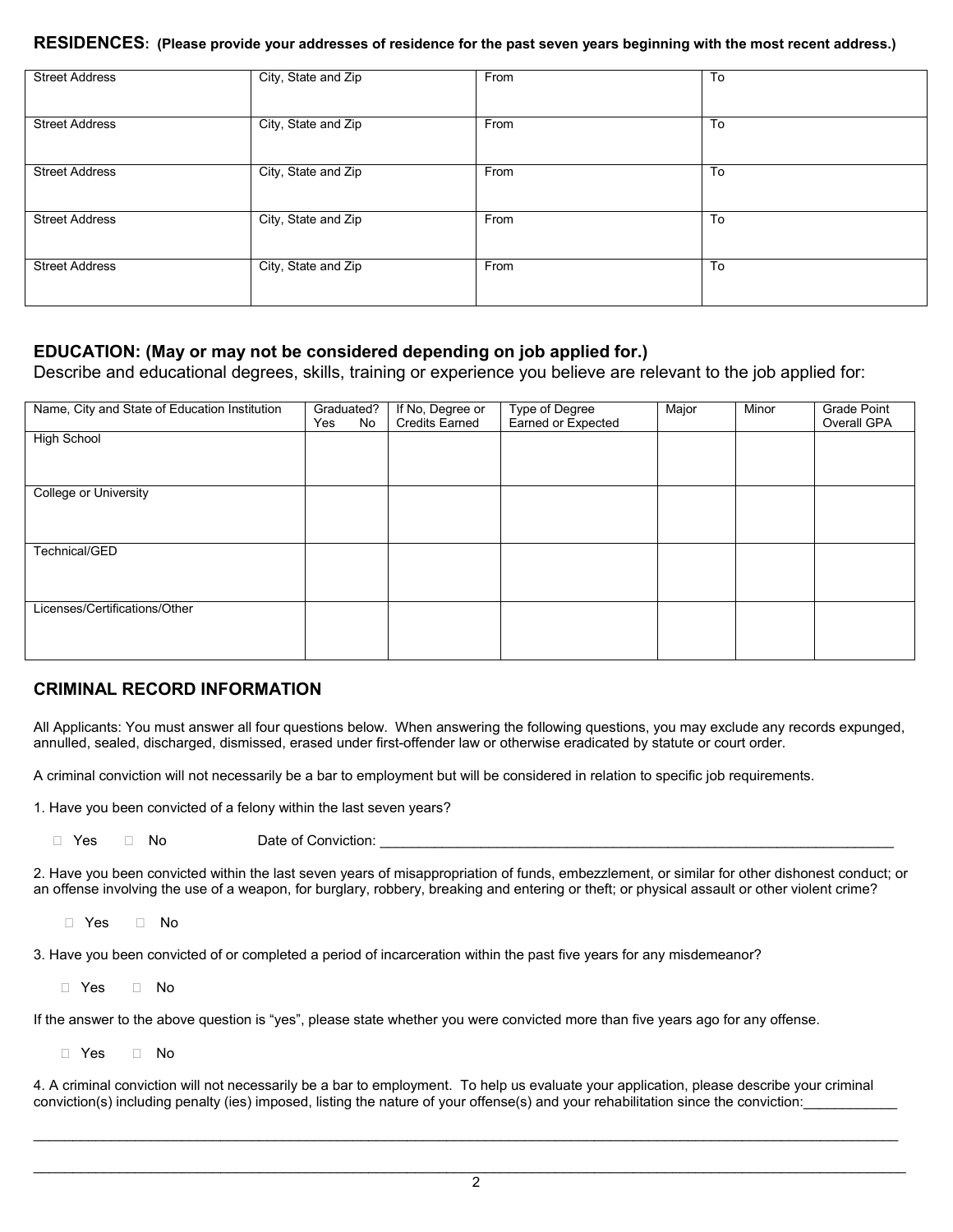## RESIDENCES: (Please provide your addresses of residence for the past seven years beginning with the most recent address.)

| Street Address | City, State and Zip | From | To |
|---|---|---|---|
| Street Address | City, State and Zip | From | To |
| Street Address | City, State and Zip | From | To |
| Street Address | City, State and Zip | From | To |
| Street Address | City, State and Zip | From | To |

## EDUCATION: (May or may not be considered depending on job applied for.)

Describe and educational degrees, skills, training or experience you believe are relevant to the job applied for:

| Name, City and State of Education Institution | Graduated? Yes No | If No, Degree or Credits Earned | Type of Degree Earned or Expected | Major | Minor | Grade Point Overall GPA |
|---|---|---|---|---|---|---|
| High School | | | | | | |
| College or University | | | | | | |
| Technical/GED | | | | | | |
| Licenses/Certifications/Other | | | | | | |

## CRIMINAL RECORD INFORMATION

All Applicants: You must answer all four questions below. When answering the following questions, you may exclude any records expunged, annulled, sealed, discharged, dismissed, erased under first-offender law or otherwise eradicated by statute or court order.

A criminal conviction will not necessarily be a bar to employment but will be considered in relation to specific job requirements.

1. Have you been convicted of a felony within the last seven years?

☐ Yes ☐ No Date of Conviction: ____________________________________________________________________

2. Have you been convicted within the last seven years of misappropriation of funds, embezzlement, or similar for other dishonest conduct; or an offense involving the use of a weapon, for burglary, robbery, breaking and entering or theft; or physical assault or other violent crime?

☐ Yes ☐ No

3. Have you been convicted of or completed a period of incarceration within the past five years for any misdemeanor?

☐ Yes ☐ No

If the answer to the above question is "yes", please state whether you were convicted more than five years ago for any offense.

☐ Yes ☐ No

4. A criminal conviction will not necessarily be a bar to employment. To help us evaluate your application, please describe your criminal conviction(s) including penalty (ies) imposed, listing the nature of your offense(s) and your rehabilitation since the conviction:____________

______________________________________________________________________________________________________________

______________________________________________________________________________________________________________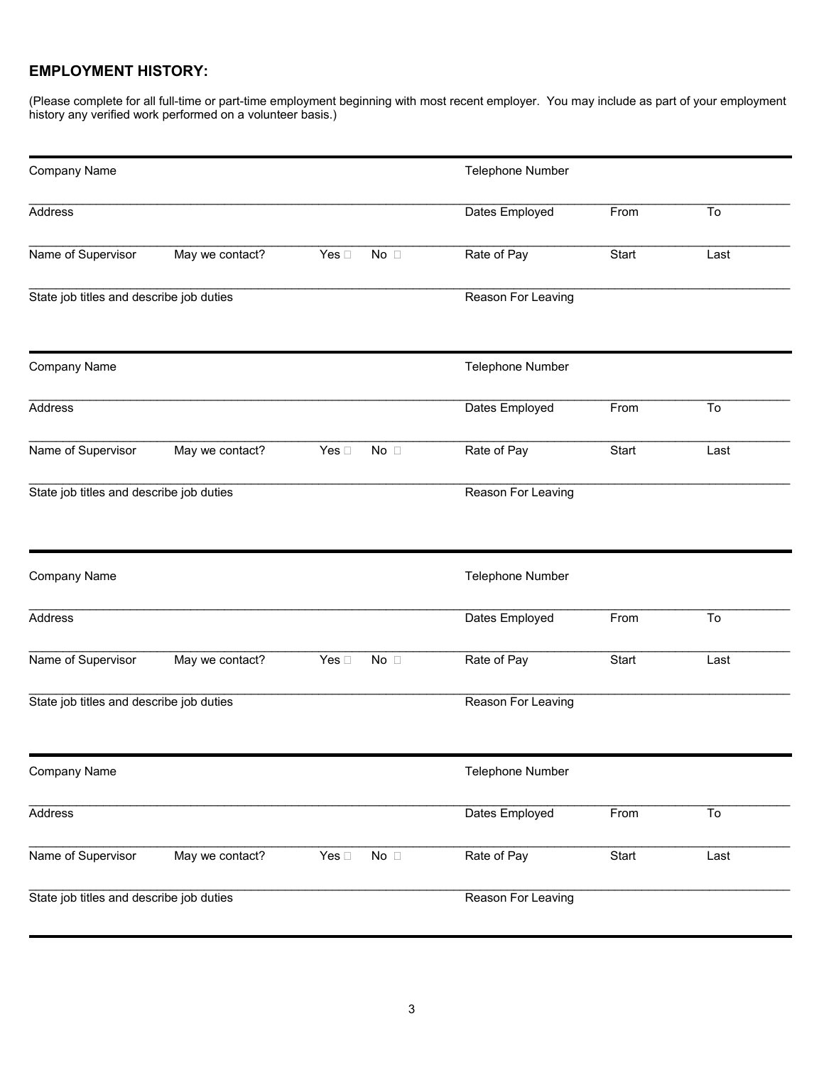## EMPLOYMENT HISTORY:

(Please complete for all full-time or part-time employment beginning with most recent employer. You may include as part of your employment history any verified work performed on a volunteer basis.)

---

Company Name | Telephone Number

Address | Dates Employed | From | To

Name of Supervisor | May we contact? Yes ☐ No ☐ | Rate of Pay | Start | Last

State job titles and describe job duties | Reason For Leaving

---

Company Name | Telephone Number

Address | Dates Employed | From | To

Name of Supervisor | May we contact? Yes ☐ No ☐ | Rate of Pay | Start | Last

State job titles and describe job duties | Reason For Leaving

---

Company Name | Telephone Number

Address | Dates Employed | From | To

Name of Supervisor | May we contact? Yes ☐ No ☐ | Rate of Pay | Start | Last

State job titles and describe job duties | Reason For Leaving

---

Company Name | Telephone Number

Address | Dates Employed | From | To

Name of Supervisor | May we contact? Yes ☐ No ☐ | Rate of Pay | Start | Last

State job titles and describe job duties | Reason For Leaving

---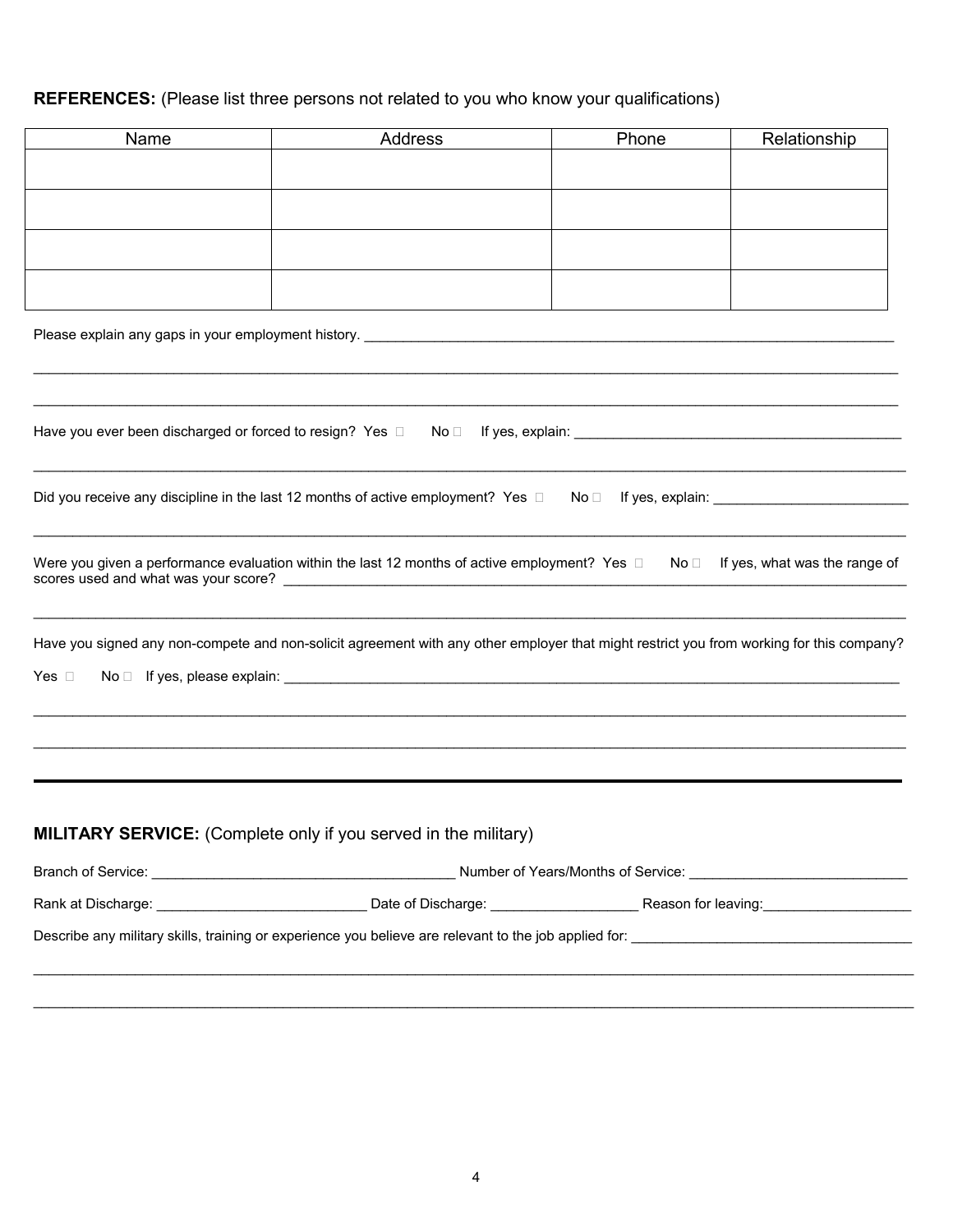**REFERENCES:** (Please list three persons not related to you who know your qualifications)

| Name | Address | Phone | Relationship |
|---|---|---|---|
| | | | |
| | | | |
| | | | |
| | | | |

Please explain any gaps in your employment history. ____________________________________________

____________________________________________________________________________________

____________________________________________________________________________________

Have you ever been discharged or forced to resign? Yes ☐ No ☐ If yes, explain: ____________________________

____________________________________________________________________________________

Did you receive any discipline in the last 12 months of active employment? Yes ☐ No ☐ If yes, explain: ______________

____________________________________________________________________________________

Were you given a performance evaluation within the last 12 months of active employment? Yes ☐ No ☐ If yes, what was the range of scores used and what was your score? ____________________________________________

____________________________________________________________________________________

Have you signed any non-compete and non-solicit agreement with any other employer that might restrict you from working for this company?

Yes ☐ No ☐ If yes, please explain: ____________________________________________

____________________________________________________________________________________

____________________________________________________________________________________

---

**MILITARY SERVICE:** (Complete only if you served in the military)

Branch of Service: __________________________ Number of Years/Months of Service: ____________________

Rank at Discharge: ____________________ Date of Discharge: ______________ Reason for leaving: ______________

Describe any military skills, training or experience you believe are relevant to the job applied for: ______________________

____________________________________________________________________________________

____________________________________________________________________________________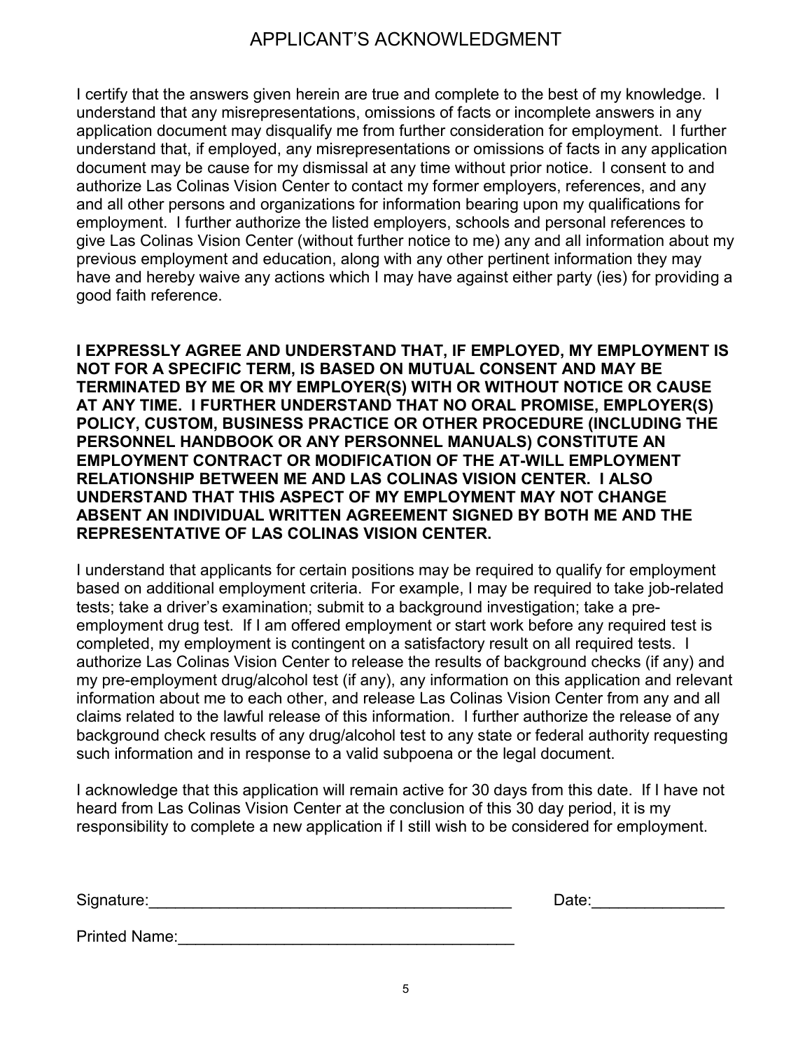# APPLICANT'S ACKNOWLEDGMENT

I certify that the answers given herein are true and complete to the best of my knowledge. I understand that any misrepresentations, omissions of facts or incomplete answers in any application document may disqualify me from further consideration for employment. I further understand that, if employed, any misrepresentations or omissions of facts in any application document may be cause for my dismissal at any time without prior notice. I consent to and authorize Las Colinas Vision Center to contact my former employers, references, and any and all other persons and organizations for information bearing upon my qualifications for employment. I further authorize the listed employers, schools and personal references to give Las Colinas Vision Center (without further notice to me) any and all information about my previous employment and education, along with any other pertinent information they may have and hereby waive any actions which I may have against either party (ies) for providing a good faith reference.

**I EXPRESSLY AGREE AND UNDERSTAND THAT, IF EMPLOYED, MY EMPLOYMENT IS NOT FOR A SPECIFIC TERM, IS BASED ON MUTUAL CONSENT AND MAY BE TERMINATED BY ME OR MY EMPLOYER(S) WITH OR WITHOUT NOTICE OR CAUSE AT ANY TIME. I FURTHER UNDERSTAND THAT NO ORAL PROMISE, EMPLOYER(S) POLICY, CUSTOM, BUSINESS PRACTICE OR OTHER PROCEDURE (INCLUDING THE PERSONNEL HANDBOOK OR ANY PERSONNEL MANUALS) CONSTITUTE AN EMPLOYMENT CONTRACT OR MODIFICATION OF THE AT-WILL EMPLOYMENT RELATIONSHIP BETWEEN ME AND LAS COLINAS VISION CENTER. I ALSO UNDERSTAND THAT THIS ASPECT OF MY EMPLOYMENT MAY NOT CHANGE ABSENT AN INDIVIDUAL WRITTEN AGREEMENT SIGNED BY BOTH ME AND THE REPRESENTATIVE OF LAS COLINAS VISION CENTER.**

I understand that applicants for certain positions may be required to qualify for employment based on additional employment criteria. For example, I may be required to take job-related tests; take a driver's examination; submit to a background investigation; take a pre-employment drug test. If I am offered employment or start work before any required test is completed, my employment is contingent on a satisfactory result on all required tests. I authorize Las Colinas Vision Center to release the results of background checks (if any) and my pre-employment drug/alcohol test (if any), any information on this application and relevant information about me to each other, and release Las Colinas Vision Center from any and all claims related to the lawful release of this information. I further authorize the release of any background check results of any drug/alcohol test to any state or federal authority requesting such information and in response to a valid subpoena or the legal document.

I acknowledge that this application will remain active for 30 days from this date. If I have not heard from Las Colinas Vision Center at the conclusion of this 30 day period, it is my responsibility to complete a new application if I still wish to be considered for employment.

Signature:_________________________________________ Date:_______________

Printed Name:______________________________________